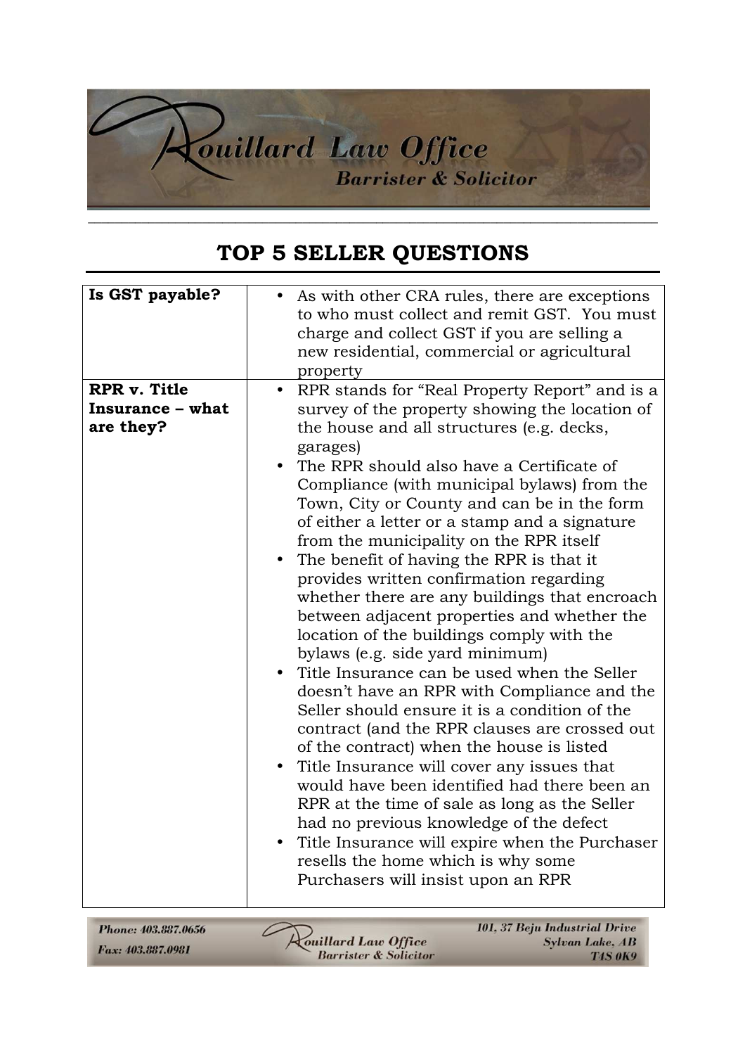# TOP 5 SELLER QUESTIONS

| | |
|---|---|
| **Is GST payable?** | • As with other CRA rules, there are exceptions to who must collect and remit GST. You must charge and collect GST if you are selling a new residential, commercial or agricultural property |
| **RPR v. Title Insurance – what are they?** | • RPR stands for "Real Property Report" and is a survey of the property showing the location of the house and all structures (e.g. decks, garages)<br>• The RPR should also have a Certificate of Compliance (with municipal bylaws) from the Town, City or County and can be in the form of either a letter or a stamp and a signature from the municipality on the RPR itself<br>• The benefit of having the RPR is that it provides written confirmation regarding whether there are any buildings that encroach between adjacent properties and whether the location of the buildings comply with the bylaws (e.g. side yard minimum)<br>• Title Insurance can be used when the Seller doesn't have an RPR with Compliance and the Seller should ensure it is a condition of the contract (and the RPR clauses are crossed out of the contract) when the house is listed<br>• Title Insurance will cover any issues that would have been identified had there been an RPR at the time of sale as long as the Seller had no previous knowledge of the defect<br>• Title Insurance will expire when the Purchaser resells the home which is why some Purchasers will insist upon an RPR |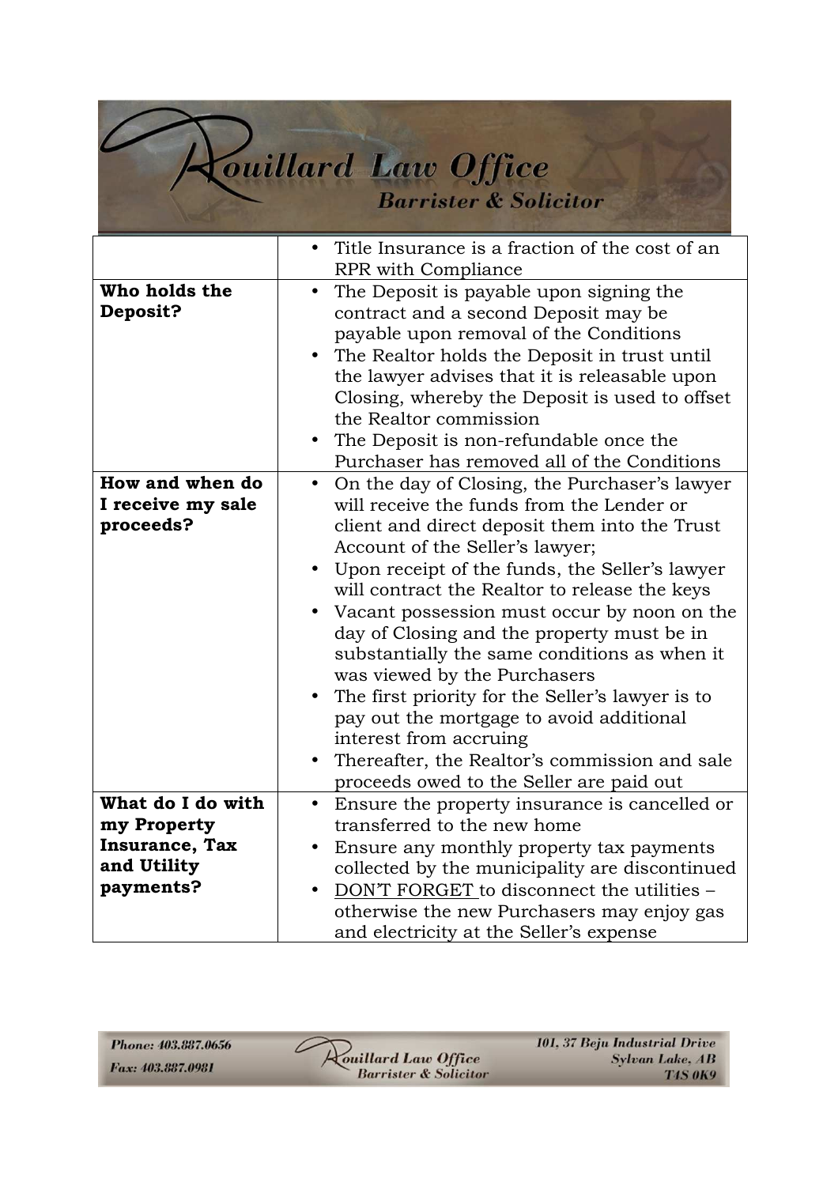| | |
|---|---|
| | • Title Insurance is a fraction of the cost of an RPR with Compliance |
| **Who holds the Deposit?** | • The Deposit is payable upon signing the contract and a second Deposit may be payable upon removal of the Conditions<br>• The Realtor holds the Deposit in trust until the lawyer advises that it is releasable upon Closing, whereby the Deposit is used to offset the Realtor commission<br>• The Deposit is non-refundable once the Purchaser has removed all of the Conditions |
| **How and when do I receive my sale proceeds?** | • On the day of Closing, the Purchaser's lawyer will receive the funds from the Lender or client and direct deposit them into the Trust Account of the Seller's lawyer;<br>• Upon receipt of the funds, the Seller's lawyer will contract the Realtor to release the keys<br>• Vacant possession must occur by noon on the day of Closing and the property must be in substantially the same conditions as when it was viewed by the Purchasers<br>• The first priority for the Seller's lawyer is to pay out the mortgage to avoid additional interest from accruing<br>• Thereafter, the Realtor's commission and sale proceeds owed to the Seller are paid out |
| **What do I do with my Property Insurance, Tax and Utility payments?** | • Ensure the property insurance is cancelled or transferred to the new home<br>• Ensure any monthly property tax payments collected by the municipality are discontinued<br>• <u>DON'T FORGET</u> to disconnect the utilities – otherwise the new Purchasers may enjoy gas and electricity at the Seller's expense |